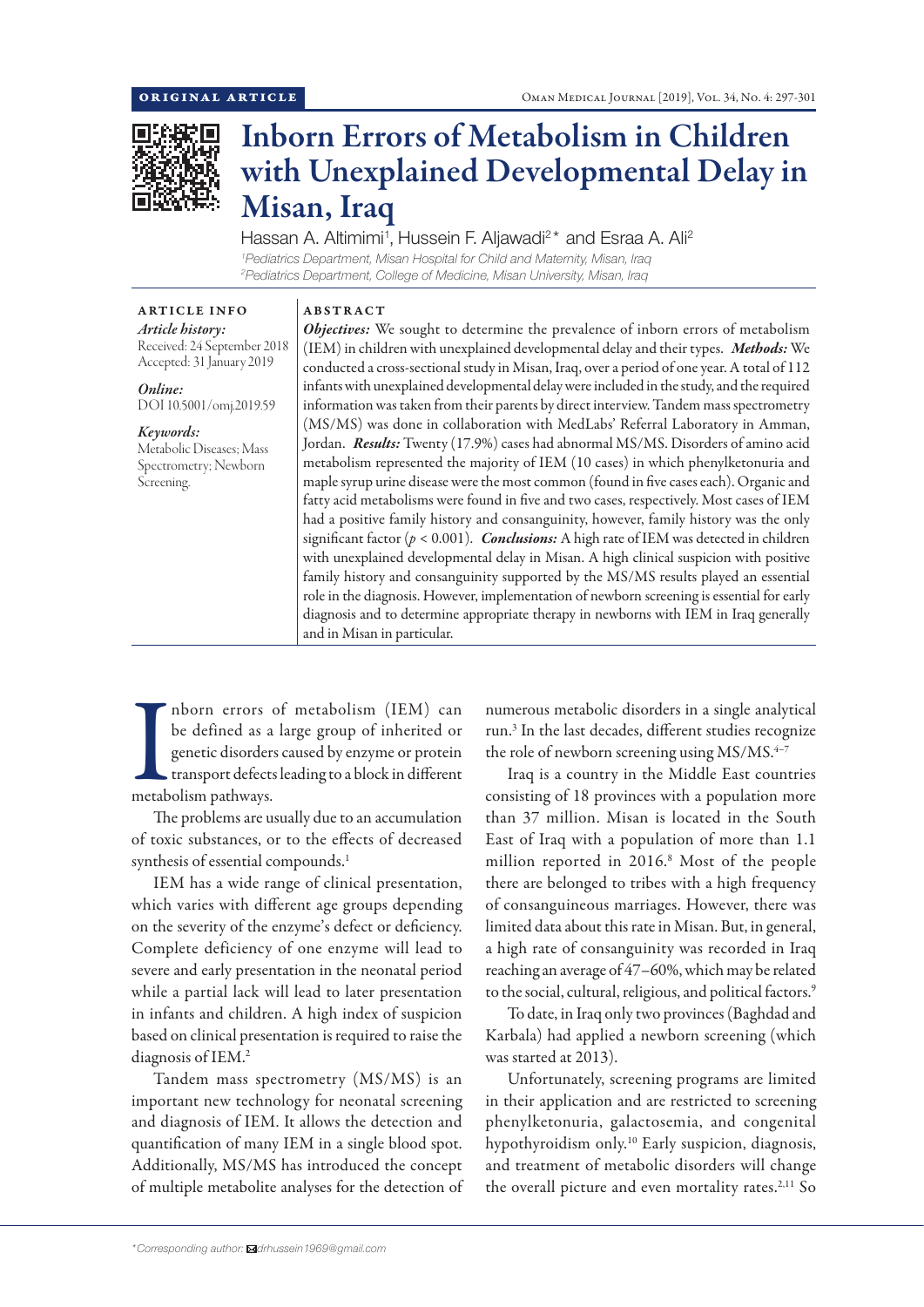# Inborn Errors of Metabolism in Children with Unexplained Developmental Delay in Misan, Iraq

Hassan A. Altimimi[1], Hussein F. Aljawadi[2]* and Esraa A. Ali[2]

[1]Pediatrics Department, Misan Hospital for Child and Maternity, Misan, Iraq
[2]Pediatrics Department, College of Medicine, Misan University, Misan, Iraq

**ARTICLE INFO**

*Article history:*
Received: 24 September 2018
Accepted: 31 January 2019

*Online:*
DOI 10.5001/omj.2019.59

*Keywords:*
Metabolic Diseases; Mass Spectrometry; Newborn Screening.

**ABSTRACT**

***Objectives:*** We sought to determine the prevalence of inborn errors of metabolism (IEM) in children with unexplained developmental delay and their types. ***Methods:*** We conducted a cross-sectional study in Misan, Iraq, over a period of one year. A total of 112 infants with unexplained developmental delay were included in the study, and the required information was taken from their parents by direct interview. Tandem mass spectrometry (MS/MS) was done in collaboration with MedLabs' Referral Laboratory in Amman, Jordan. ***Results:*** Twenty (17.9%) cases had abnormal MS/MS. Disorders of amino acid metabolism represented the majority of IEM (10 cases) in which phenylketonuria and maple syrup urine disease were the most common (found in five cases each). Organic and fatty acid metabolisms were found in five and two cases, respectively. Most cases of IEM had a positive family history and consanguinity, however, family history was the only significant factor ($p < 0.001$). ***Conclusions:*** A high rate of IEM was detected in children with unexplained developmental delay in Misan. A high clinical suspicion with positive family history and consanguinity supported by the MS/MS results played an essential role in the diagnosis. However, implementation of newborn screening is essential for early diagnosis and to determine appropriate therapy in newborns with IEM in Iraq generally and in Misan in particular.

Inborn errors of metabolism (IEM) can be defined as a large group of inherited or genetic disorders caused by enzyme or protein transport defects leading to a block in different metabolism pathways.

The problems are usually due to an accumulation of toxic substances, or to the effects of decreased synthesis of essential compounds.[1]

IEM has a wide range of clinical presentation, which varies with different age groups depending on the severity of the enzyme's defect or deficiency. Complete deficiency of one enzyme will lead to severe and early presentation in the neonatal period while a partial lack will lead to later presentation in infants and children. A high index of suspicion based on clinical presentation is required to raise the diagnosis of IEM.[2]

Tandem mass spectrometry (MS/MS) is an important new technology for neonatal screening and diagnosis of IEM. It allows the detection and quantification of many IEM in a single blood spot. Additionally, MS/MS has introduced the concept of multiple metabolite analyses for the detection of numerous metabolic disorders in a single analytical run.[3] In the last decades, different studies recognize the role of newborn screening using MS/MS.[4–7]

Iraq is a country in the Middle East countries consisting of 18 provinces with a population more than 37 million. Misan is located in the South East of Iraq with a population of more than 1.1 million reported in 2016.[8] Most of the people there are belonged to tribes with a high frequency of consanguineous marriages. However, there was limited data about this rate in Misan. But, in general, a high rate of consanguinity was recorded in Iraq reaching an average of 47–60%, which may be related to the social, cultural, religious, and political factors.[9]

To date, in Iraq only two provinces (Baghdad and Karbala) had applied a newborn screening (which was started at 2013).

Unfortunately, screening programs are limited in their application and are restricted to screening phenylketonuria, galactosemia, and congenital hypothyroidism only.[10] Early suspicion, diagnosis, and treatment of metabolic disorders will change the overall picture and even mortality rates.[2,11] So

*Corresponding author: drhussein1969@gmail.com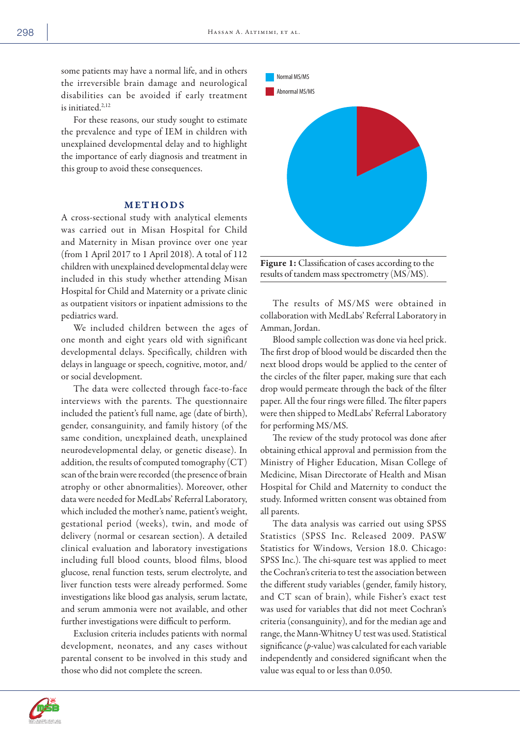some patients may have a normal life, and in others the irreversible brain damage and neurological disabilities can be avoided if early treatment is initiated.[2,12]

For these reasons, our study sought to estimate the prevalence and type of IEM in children with unexplained developmental delay and to highlight the importance of early diagnosis and treatment in this group to avoid these consequences.

## METHODS

A cross-sectional study with analytical elements was carried out in Misan Hospital for Child and Maternity in Misan province over one year (from 1 April 2017 to 1 April 2018). A total of 112 children with unexplained developmental delay were included in this study whether attending Misan Hospital for Child and Maternity or a private clinic as outpatient visitors or inpatient admissions to the pediatrics ward.

We included children between the ages of one month and eight years old with significant developmental delays. Specifically, children with delays in language or speech, cognitive, motor, and/or social development.

The data were collected through face-to-face interviews with the parents. The questionnaire included the patient's full name, age (date of birth), gender, consanguinity, and family history (of the same condition, unexplained death, unexplained neurodevelopmental delay, or genetic disease). In addition, the results of computed tomography (CT) scan of the brain were recorded (the presence of brain atrophy or other abnormalities). Moreover, other data were needed for MedLabs' Referral Laboratory, which included the mother's name, patient's weight, gestational period (weeks), twin, and mode of delivery (normal or cesarean section). A detailed clinical evaluation and laboratory investigations including full blood counts, blood films, blood glucose, renal function tests, serum electrolyte, and liver function tests were already performed. Some investigations like blood gas analysis, serum lactate, and serum ammonia were not available, and other further investigations were difficult to perform.

Exclusion criteria includes patients with normal development, neonates, and any cases without parental consent to be involved in this study and those who did not complete the screen.

Normal MS/MS

Abnormal MS/MS

**Figure 1:** Classification of cases according to the results of tandem mass spectrometry (MS/MS).

The results of MS/MS were obtained in collaboration with MedLabs' Referral Laboratory in Amman, Jordan.

Blood sample collection was done via heel prick. The first drop of blood would be discarded then the next blood drops would be applied to the center of the circles of the filter paper, making sure that each drop would permeate through the back of the filter paper. All the four rings were filled. The filter papers were then shipped to MedLabs' Referral Laboratory for performing MS/MS.

The review of the study protocol was done after obtaining ethical approval and permission from the Ministry of Higher Education, Misan College of Medicine, Misan Directorate of Health and Misan Hospital for Child and Maternity to conduct the study. Informed written consent was obtained from all parents.

The data analysis was carried out using SPSS Statistics (SPSS Inc. Released 2009. PASW Statistics for Windows, Version 18.0. Chicago: SPSS Inc.). The chi-square test was applied to meet the Cochran's criteria to test the association between the different study variables (gender, family history, and CT scan of brain), while Fisher's exact test was used for variables that did not meet Cochran's criteria (consanguinity), and for the median age and range, the Mann-Whitney U test was used. Statistical significance (*p*-value) was calculated for each variable independently and considered significant when the value was equal to or less than 0.050.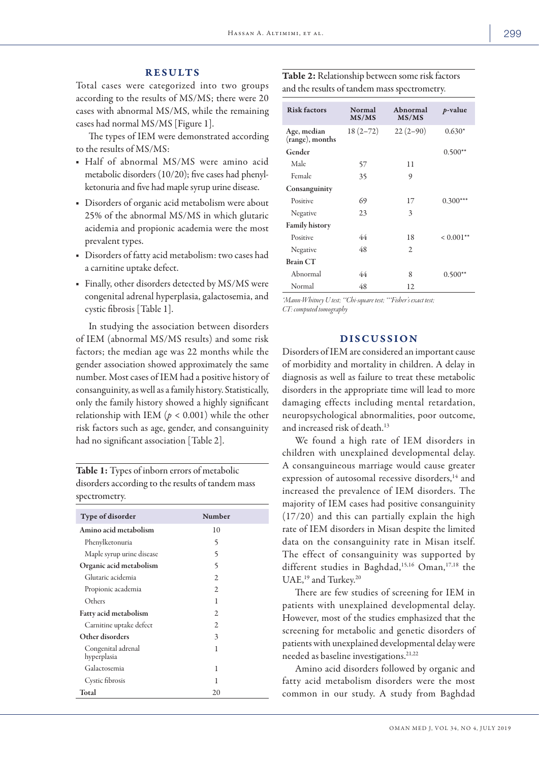## RESULTS

Total cases were categorized into two groups according to the results of MS/MS; there were 20 cases with abnormal MS/MS, while the remaining cases had normal MS/MS [Figure 1].

The types of IEM were demonstrated according to the results of MS/MS:

- Half of abnormal MS/MS were amino acid metabolic disorders (10/20); five cases had phenylketonuria and five had maple syrup urine disease.
- Disorders of organic acid metabolism were about 25% of the abnormal MS/MS in which glutaric acidemia and propionic academia were the most prevalent types.
- Disorders of fatty acid metabolism: two cases had a carnitine uptake defect.
- Finally, other disorders detected by MS/MS were congenital adrenal hyperplasia, galactosemia, and cystic fibrosis [Table 1].

In studying the association between disorders of IEM (abnormal MS/MS results) and some risk factors; the median age was 22 months while the gender association showed approximately the same number. Most cases of IEM had a positive history of consanguinity, as well as a family history. Statistically, only the family history showed a highly significant relationship with IEM ($p < 0.001$) while the other risk factors such as age, gender, and consanguinity had no significant association [Table 2].

**Table 1:** Types of inborn errors of metabolic disorders according to the results of tandem mass spectrometry.

| Type of disorder | Number |
|---|---|
| **Amino acid metabolism** | 10 |
| Phenylketonuria | 5 |
| Maple syrup urine disease | 5 |
| **Organic acid metabolism** | 5 |
| Glutaric acidemia | 2 |
| Propionic academia | 2 |
| Others | 1 |
| **Fatty acid metabolism** | 2 |
| Carnitine uptake defect | 2 |
| **Other disorders** | 3 |
| Congenital adrenal hyperplasia | 1 |
| Galactosemia | 1 |
| Cystic fibrosis | 1 |
| **Total** | 20 |

**Table 2:** Relationship between some risk factors and the results of tandem mass spectrometry.

| Risk factors | Normal MS/MS | Abnormal MS/MS | *p*-value |
|---|---|---|---|
| Age, median (range), months | 18 (2–72) | 22 (2–90) | 0.630* |
| **Gender** | | | 0.500** |
| Male | 57 | 11 | |
| Female | 35 | 9 | |
| **Consanguinity** | | | |
| Positive | 69 | 17 | 0.300*** |
| Negative | 23 | 3 | |
| **Family history** | | | |
| Positive | 44 | 18 | < 0.001** |
| Negative | 48 | 2 | |
| **Brain CT** | | | |
| Abnormal | 44 | 8 | 0.500** |
| Normal | 48 | 12 | |

*\*Mann-Whitney U test; \*\*Chi-square test; \*\*\*Fisher's exact test; CT: computed tomography*

## DISCUSSION

Disorders of IEM are considered an important cause of morbidity and mortality in children. A delay in diagnosis as well as failure to treat these metabolic disorders in the appropriate time will lead to more damaging effects including mental retardation, neuropsychological abnormalities, poor outcome, and increased risk of death.[13]

We found a high rate of IEM disorders in children with unexplained developmental delay. A consanguineous marriage would cause greater expression of autosomal recessive disorders,[14] and increased the prevalence of IEM disorders. The majority of IEM cases had positive consanguinity (17/20) and this can partially explain the high rate of IEM disorders in Misan despite the limited data on the consanguinity rate in Misan itself. The effect of consanguinity was supported by different studies in Baghdad,[15,16] Oman,[17,18] the UAE,[19] and Turkey.[20]

There are few studies of screening for IEM in patients with unexplained developmental delay. However, most of the studies emphasized that the screening for metabolic and genetic disorders of patients with unexplained developmental delay were needed as baseline investigations.[21,22]

Amino acid disorders followed by organic and fatty acid metabolism disorders were the most common in our study. A study from Baghdad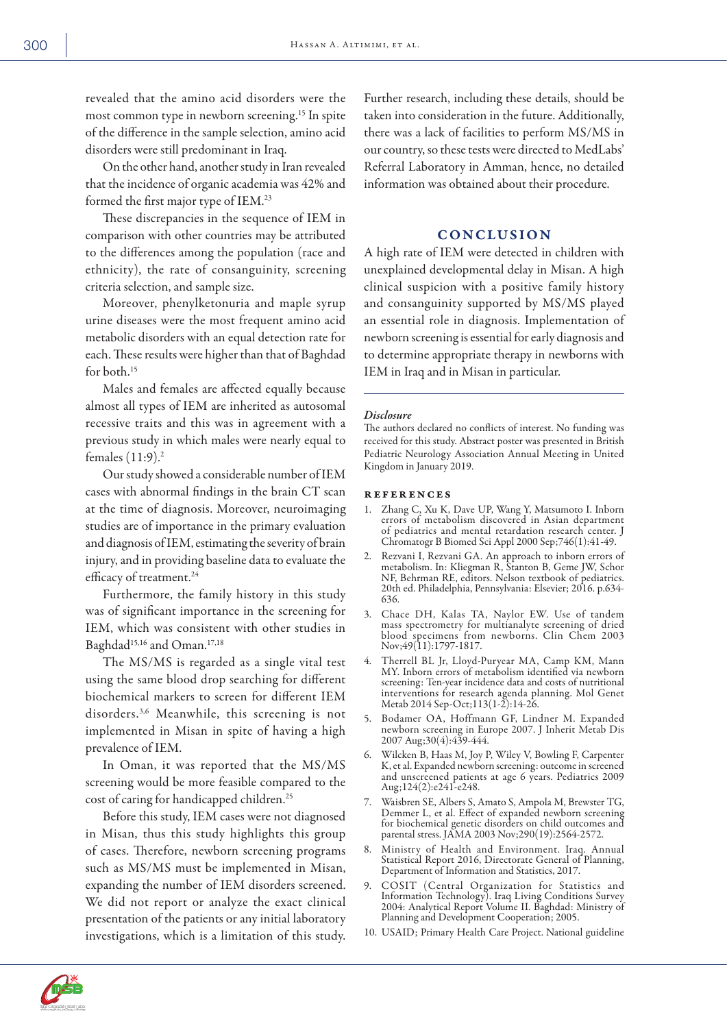revealed that the amino acid disorders were the most common type in newborn screening.[15] In spite of the difference in the sample selection, amino acid disorders were still predominant in Iraq.

On the other hand, another study in Iran revealed that the incidence of organic academia was 42% and formed the first major type of IEM.[23]

These discrepancies in the sequence of IEM in comparison with other countries may be attributed to the differences among the population (race and ethnicity), the rate of consanguinity, screening criteria selection, and sample size.

Moreover, phenylketonuria and maple syrup urine diseases were the most frequent amino acid metabolic disorders with an equal detection rate for each. These results were higher than that of Baghdad for both.[15]

Males and females are affected equally because almost all types of IEM are inherited as autosomal recessive traits and this was in agreement with a previous study in which males were nearly equal to females (11:9).[2]

Our study showed a considerable number of IEM cases with abnormal findings in the brain CT scan at the time of diagnosis. Moreover, neuroimaging studies are of importance in the primary evaluation and diagnosis of IEM, estimating the severity of brain injury, and in providing baseline data to evaluate the efficacy of treatment.[24]

Furthermore, the family history in this study was of significant importance in the screening for IEM, which was consistent with other studies in Baghdad[15,16] and Oman.[17,18]

The MS/MS is regarded as a single vital test using the same blood drop searching for different biochemical markers to screen for different IEM disorders.[3,6] Meanwhile, this screening is not implemented in Misan in spite of having a high prevalence of IEM.

In Oman, it was reported that the MS/MS screening would be more feasible compared to the cost of caring for handicapped children.[25]

Before this study, IEM cases were not diagnosed in Misan, thus this study highlights this group of cases. Therefore, newborn screening programs such as MS/MS must be implemented in Misan, expanding the number of IEM disorders screened. We did not report or analyze the exact clinical presentation of the patients or any initial laboratory investigations, which is a limitation of this study. Further research, including these details, should be taken into consideration in the future. Additionally, there was a lack of facilities to perform MS/MS in our country, so these tests were directed to MedLabs' Referral Laboratory in Amman, hence, no detailed information was obtained about their procedure.

## CONCLUSION

A high rate of IEM were detected in children with unexplained developmental delay in Misan. A high clinical suspicion with a positive family history and consanguinity supported by MS/MS played an essential role in diagnosis. Implementation of newborn screening is essential for early diagnosis and to determine appropriate therapy in newborns with IEM in Iraq and in Misan in particular.

### *Disclosure*

The authors declared no conflicts of interest. No funding was received for this study. Abstract poster was presented in British Pediatric Neurology Association Annual Meeting in United Kingdom in January 2019.

### REFERENCES

1. Zhang C, Xu K, Dave UP, Wang Y, Matsumoto I. Inborn errors of metabolism discovered in Asian department of pediatrics and mental retardation research center. J Chromatogr B Biomed Sci Appl 2000 Sep;746(1):41-49.
2. Rezvani I, Rezvani GA. An approach to inborn errors of metabolism. In: Kliegman R, Stanton B, Geme JW, Schor NF, Behrman RE, editors. Nelson textbook of pediatrics. 20th ed. Philadelphia, Pennsylvania: Elsevier; 2016. p.634-636.
3. Chace DH, Kalas TA, Naylor EW. Use of tandem mass spectrometry for multianalyte screening of dried blood specimens from newborns. Clin Chem 2003 Nov;49(11):1797-1817.
4. Therrell BL Jr, Lloyd-Puryear MA, Camp KM, Mann MY. Inborn errors of metabolism identified via newborn screening: Ten-year incidence data and costs of nutritional interventions for research agenda planning. Mol Genet Metab 2014 Sep-Oct;113(1-2):14-26.
5. Bodamer OA, Hoffmann GF, Lindner M. Expanded newborn screening in Europe 2007. J Inherit Metab Dis 2007 Aug;30(4):439-444.
6. Wilcken B, Haas M, Joy P, Wiley V, Bowling F, Carpenter K, et al. Expanded newborn screening: outcome in screened and unscreened patients at age 6 years. Pediatrics 2009 Aug;124(2):e241-e248.
7. Waisbren SE, Albers S, Amato S, Ampola M, Brewster TG, Demmer L, et al. Effect of expanded newborn screening for biochemical genetic disorders on child outcomes and parental stress. JAMA 2003 Nov;290(19):2564-2572.
8. Ministry of Health and Environment. Iraq. Annual Statistical Report 2016, Directorate General of Planning, Department of Information and Statistics, 2017.
9. COSIT (Central Organization for Statistics and Information Technology). Iraq Living Conditions Survey 2004: Analytical Report Volume II. Baghdad: Ministry of Planning and Development Cooperation; 2005.
10. USAID; Primary Health Care Project. National guideline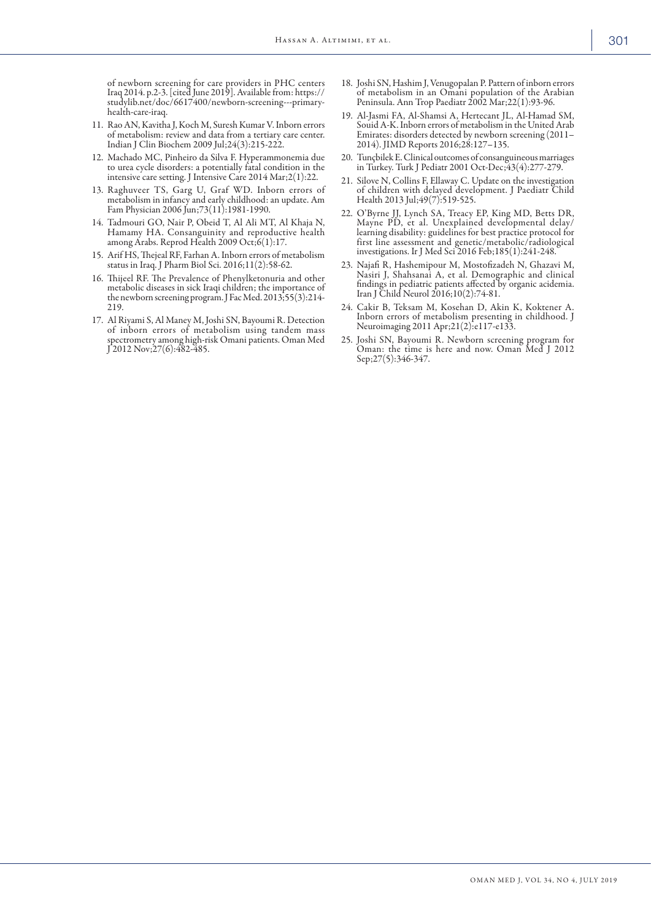of newborn screening for care providers in PHC centers Iraq 2014. p.2-3. [cited June 2019]. Available from: https://studylib.net/doc/6617400/newborn-screening---primary-health-care-iraq.

11. Rao AN, Kavitha J, Koch M, Suresh Kumar V. Inborn errors of metabolism: review and data from a tertiary care center. Indian J Clin Biochem 2009 Jul;24(3):215-222.
12. Machado MC, Pinheiro da Silva F. Hyperammonemia due to urea cycle disorders: a potentially fatal condition in the intensive care setting. J Intensive Care 2014 Mar;2(1):22.
13. Raghuveer TS, Garg U, Graf WD. Inborn errors of metabolism in infancy and early childhood: an update. Am Fam Physician 2006 Jun;73(11):1981-1990.
14. Tadmouri GO, Nair P, Obeid T, Al Ali MT, Al Khaja N, Hamamy HA. Consanguinity and reproductive health among Arabs. Reprod Health 2009 Oct;6(1):17.
15. Arif HS, Thejeal RF, Farhan A. Inborn errors of metabolism status in Iraq. J Pharm Biol Sci. 2016;11(2):58-62.
16. Thijeel RF. The Prevalence of Phenylketonuria and other metabolic diseases in sick Iraqi children; the importance of the newborn screening program. J Fac Med. 2013;55(3):214-219.
17. Al Riyami S, Al Maney M, Joshi SN, Bayoumi R. Detection of inborn errors of metabolism using tandem mass spectrometry among high-risk Omani patients. Oman Med J 2012 Nov;27(6):482-485.
18. Joshi SN, Hashim J, Venugopalan P. Pattern of inborn errors of metabolism in an Omani population of the Arabian Peninsula. Ann Trop Paediatr 2002 Mar;22(1):93-96.
19. Al-Jasmi FA, Al-Shamsi A, Hertecant JL, Al-Hamad SM, Souid A-K. Inborn errors of metabolism in the United Arab Emirates: disorders detected by newborn screening (2011–2014). JIMD Reports 2016;28:127–135.
20. Tunçbilek E. Clinical outcomes of consanguineous marriages in Turkey. Turk J Pediatr 2001 Oct-Dec;43(4):277-279.
21. Silove N, Collins F, Ellaway C. Update on the investigation of children with delayed development. J Paediatr Child Health 2013 Jul;49(7):519-525.
22. O'Byrne JJ, Lynch SA, Treacy EP, King MD, Betts DR, Mayne PD, et al. Unexplained developmental delay/learning disability: guidelines for best practice protocol for first line assessment and genetic/metabolic/radiological investigations. Ir J Med Sci 2016 Feb;185(1):241-248.
23. Najafi R, Hashemipour M, Mostofizadeh N, Ghazavi M, Nasiri J, Shahsanai A, et al. Demographic and clinical findings in pediatric patients affected by organic acidemia. Iran J Child Neurol 2016;10(2):74-81.
24. Cakir B, Teksam M, Kosehan D, Akin K, Koktener A. Inborn errors of metabolism presenting in childhood. J Neuroimaging 2011 Apr;21(2):e117-e133.
25. Joshi SN, Bayoumi R. Newborn screening program for Oman: the time is here and now. Oman Med J 2012 Sep;27(5):346-347.